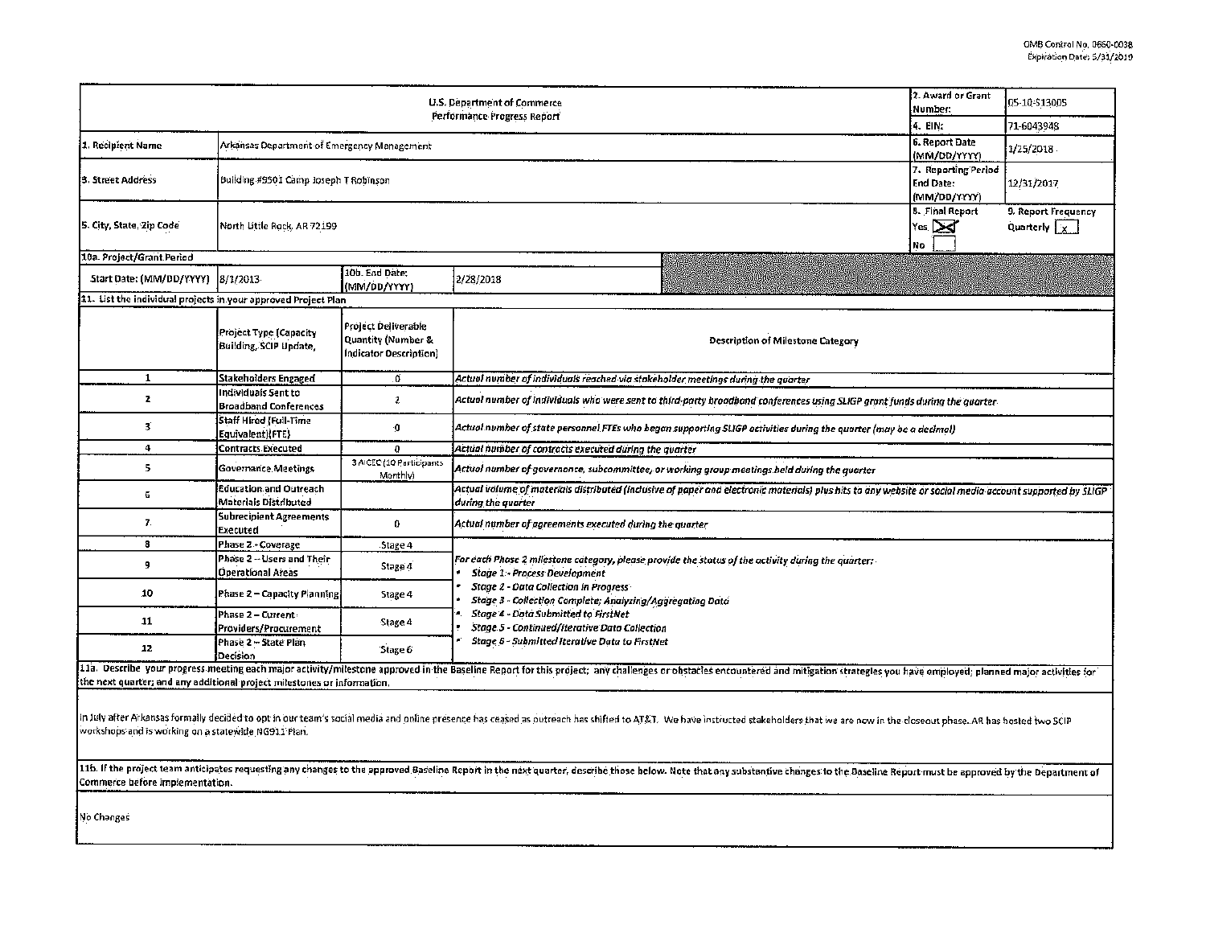OMB Control No. 0660-0038
Expiration Date: 5/31/2019

| U.S. Department of Commerce<br>Performance Progress Report | | | | 2. Award or Grant Number: | 05-10-S13005 |
|---|---|---|---|---|---|
| | | | | 4. EIN: | 71-6043948 |
| 1. Recipient Name | Arkansas Department of Emergency Management | | | 6. Report Date (MM/DD/YYYY) | 1/25/2018 |
| 3. Street Address | Building #9501 Camp Joseph T Robinson | | | 7. Reporting Period End Date: (MM/DD/YYYY) | 12/31/2017 |
| 5. City, State, Zip Code | North Little Rock, AR 72199 | | | 8. Final Report<br>Yes X<br>No | 9. Report Frequency<br>Quarterly x |
| 10a. Project/Grant Period | | | | | |
| Start Date: (MM/DD/YYYY) | 8/1/2013 | 10b. End Date: (MM/DD/YYYY) | 2/28/2018 | | |

11. List the individual projects in your approved Project Plan

| | Project Type (Capacity Building, SCIP Update, | Project Deliverable Quantity (Number & Indicator Description) | Description of Milestone Category |
|---|---|---|---|
| 1 | Stakeholders Engaged | 0 | *Actual number of individuals reached via stakeholder meetings during the quarter* |
| 2 | Individuals Sent to Broadband Conferences | 2 | *Actual number of individuals who were sent to third-party broadband conferences using SLIGP grant funds during the quarter* |
| 3 | Staff Hired (Full-Time Equivalent)(FTE) | 0 | *Actual number of state personnel FTEs who began supporting SLIGP activities during the quarter (may be a decimal)* |
| 4 | Contracts Executed | 0 | *Actual number of contracts executed during the quarter* |
| 5 | Governance Meetings | 3 AICEC (10 Participants Monthly) | *Actual number of governance, subcommittee, or working group meetings held during the quarter* |
| 6 | Education and Outreach Materials Distributed | | *Actual volume of materials distributed (inclusive of paper and electronic materials) plus hits to any website or social media account supported by SLIGP during the quarter* |
| 7 | Subrecipient Agreements Executed | 0 | *Actual number of agreements executed during the quarter* |
| 8 | Phase 2 - Coverage | Stage 4 | *For each Phase 2 milestone category, please provide the status of the activity during the quarter:*<br>• *Stage 1 - Process Development*<br>• *Stage 2 - Data Collection in Progress*<br>• *Stage 3 - Collection Complete; Analyzing/Aggregating Data*<br>• *Stage 4 - Data Submitted to FirstNet*<br>• *Stage 5 - Continued/Iterative Data Collection*<br>• *Stage 6 - Submitted Iterative Data to FirstNet* |
| 9 | Phase 2 – Users and Their Operational Areas | Stage 4 | |
| 10 | Phase 2 – Capacity Planning | Stage 4 | |
| 11 | Phase 2 – Current Providers/Procurement | Stage 4 | |
| 12 | Phase 2 – State Plan Decision | Stage 6 | |

11a. Describe your progress meeting each major activity/milestone approved in the Baseline Report for this project; any challenges or obstacles encountered and mitigation strategies you have employed; planned major activities for the next quarter; and any additional project milestones or information.

In July after Arkansas formally decided to opt in our team's social media and online presence has ceased as outreach has shifted to AT&T. We have instructed stakeholders that we are now in the closeout phase. AR has hosted two SCIP workshops and is working on a statewide NG911 Plan.

11b. If the project team anticipates requesting any changes to the approved Baseline Report in the next quarter, describe those below. Note that any substantive changes to the Baseline Report must be approved by the Department of Commerce before implementation.

No Changes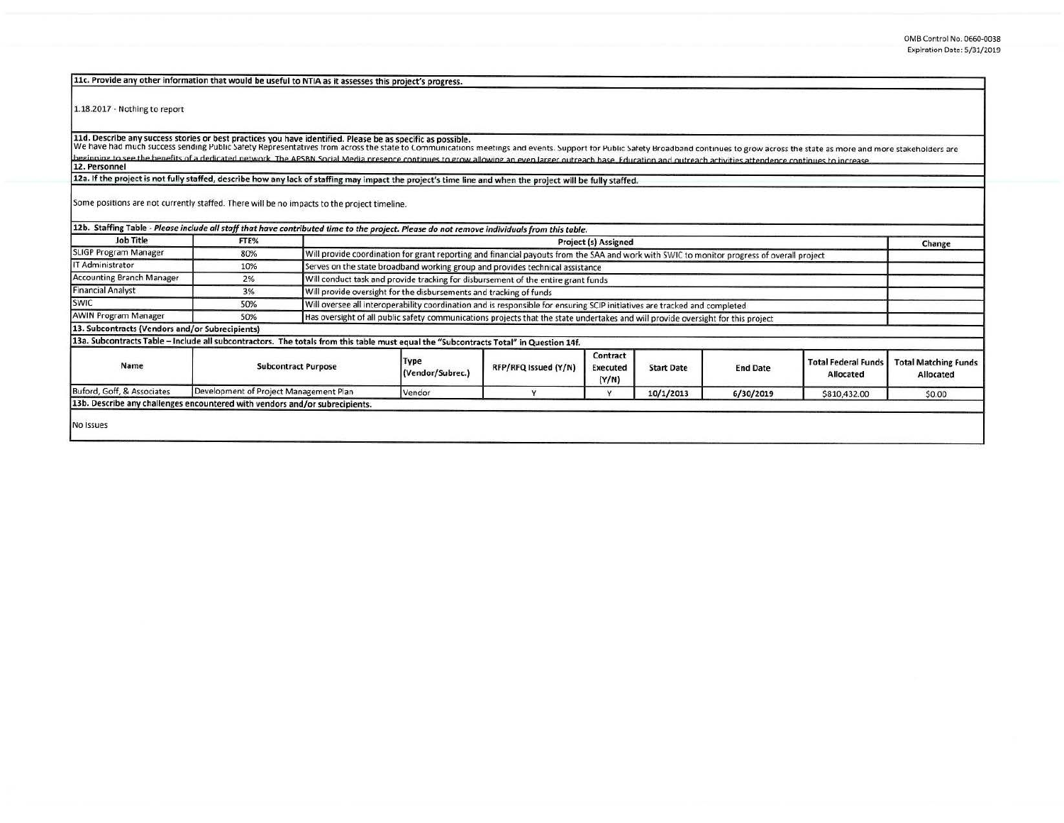**11c. Provide any other information that would be useful to NTIA as it assesses this project's progress.**

1.18.2017 - Nothing to report

**11d. Describe any success stories or best practices you have identified. Please be as specific as possible.**

We have had much success sending Public Safety Representatives from across the state to Communications meetings and events. Support for Public Safety Broadband continues to grow across the state as more and more stakeholders are beginning to see the benefits of a dedicated network. The APSBN Social Media presence continues to grow allowing an even larger outreach base. Education and outreach activities attendence continues to increase.

**12. Personnel**

**12a. If the project is not fully staffed, describe how any lack of staffing may impact the project's time line and when the project will be fully staffed.**

Some positions are not currently staffed. There will be no impacts to the project timeline.

**12b. Staffing Table** - *Please include all staff that have contributed time to the project. Please do not remove individuals from this table.*

| Job Title | FTE% | Project (s) Assigned | Change |
|---|---|---|---|
| SLIGP Program Manager | 80% | Will provide coordination for grant reporting and financial payouts from the SAA and work with SWIC to monitor progress of overall project | |
| IT Administrator | 10% | Serves on the state broadband working group and provides technical assistance | |
| Accounting Branch Manager | 2% | Will conduct task and provide tracking for disbursement of the entire grant funds | |
| Financial Analyst | 3% | Will provide oversight for the disbursements and tracking of funds | |
| SWIC | 50% | Will oversee all interoperability coordination and is responsible for ensuring SCIP initiatives are tracked and completed | |
| AWIN Program Manager | 50% | Has oversight of all public safety communications projects that the state undertakes and will provide oversight for this project | |

**13. Subcontracts (Vendors and/or Subrecipients)**

**13a. Subcontracts Table – Include all subcontractors. The totals from this table must equal the "Subcontracts Total" in Question 14f.**

| Name | Subcontract Purpose | Type (Vendor/Subrec.) | RFP/RFQ Issued (Y/N) | Contract Executed (Y/N) | Start Date | End Date | Total Federal Funds Allocated | Total Matching Funds Allocated |
|---|---|---|---|---|---|---|---|---|
| Buford, Goff, & Associates | Development of Project Management Plan | Vendor | Y | Y | 10/1/2013 | 6/30/2019 | $810,432.00 | $0.00 |

**13b. Describe any challenges encountered with vendors and/or subrecipients.**

No Issues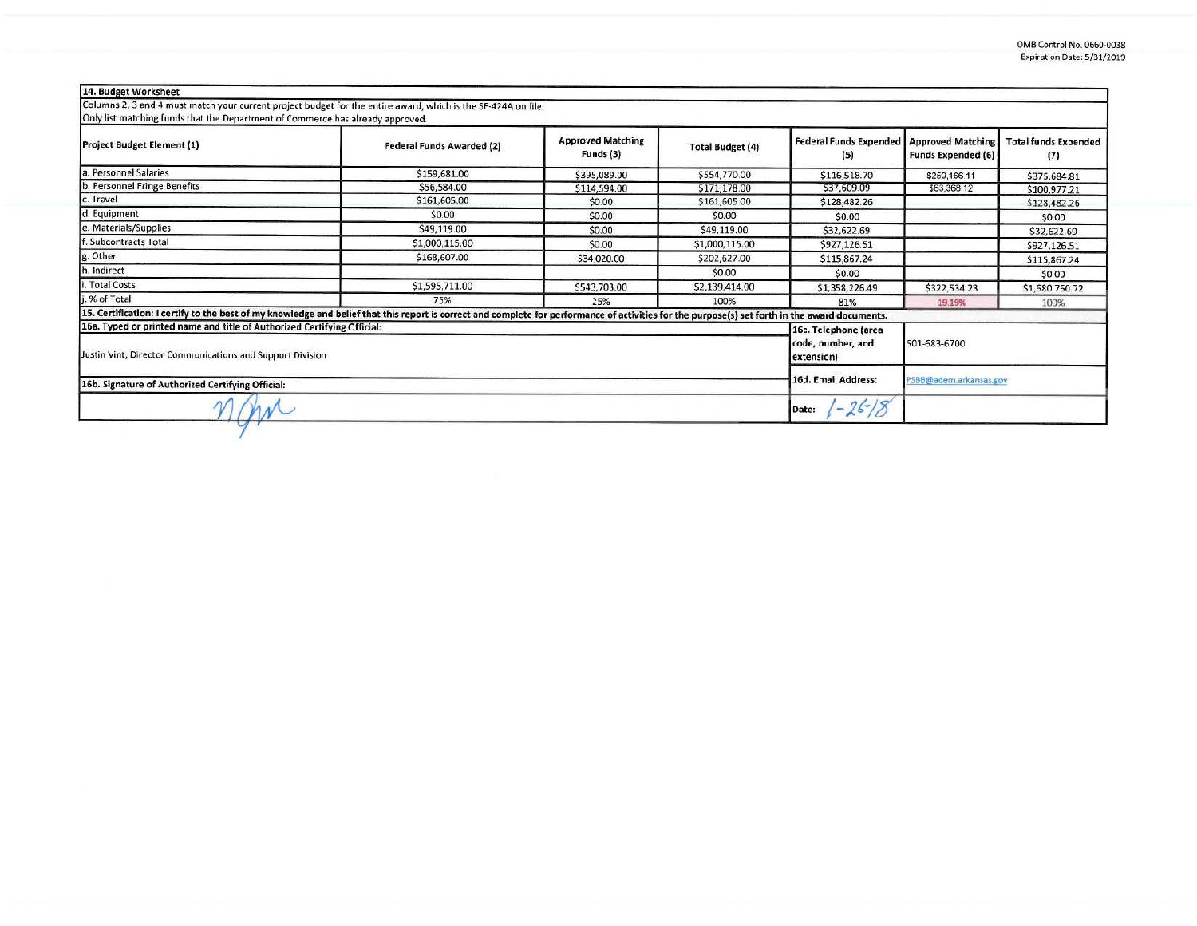OMB Control No. 0660-0038
Expiration Date: 5/31/2019

| 14. Budget Worksheet | | | | | | |
|---|---|---|---|---|---|---|
| Columns 2, 3 and 4 must match your current project budget for the entire award, which is the SF-424A on file. Only list matching funds that the Department of Commerce has already approved. | | | | | | |
| **Project Budget Element (1)** | **Federal Funds Awarded (2)** | **Approved Matching Funds (3)** | **Total Budget (4)** | **Federal Funds Expended (5)** | **Approved Matching Funds Expended (6)** | **Total funds Expended (7)** |
| a. Personnel Salaries | $159,681.00 | $395,089.00 | $554,770.00 | $116,518.70 | $259,166.11 | $375,684.81 |
| b. Personnel Fringe Benefits | $56,584.00 | $114,594.00 | $171,178.00 | $37,609.09 | $63,368.12 | $100,977.21 |
| c. Travel | $161,605.00 | $0.00 | $161,605.00 | $128,482.26 | | $128,482.26 |
| d. Equipment | $0.00 | $0.00 | $0.00 | $0.00 | | $0.00 |
| e. Materials/Supplies | $49,119.00 | $0.00 | $49,119.00 | $32,622.69 | | $32,622.69 |
| f. Subcontracts Total | $1,000,115.00 | $0.00 | $1,000,115.00 | $927,126.51 | | $927,126.51 |
| g. Other | $168,607.00 | $34,020.00 | $202,627.00 | $115,867.24 | | $115,867.24 |
| h. Indirect | | | $0.00 | $0.00 | | $0.00 |
| i. Total Costs | $1,595,711.00 | $543,703.00 | $2,139,414.00 | $1,358,226.49 | $322,534.23 | $1,680,760.72 |
| j. % of Total | 75% | 25% | 100% | 81% | 19.19% | 100% |

**15. Certification: I certify to the best of my knowledge and belief that this report is correct and complete for performance of activities for the purpose(s) set forth in the award documents.**

| | | |
|---|---|---|
| **16a. Typed or printed name and title of Authorized Certifying Official:** Justin Vint, Director Communications and Support Division | **16c. Telephone (area code, number, and extension)** | 501-683-6700 |
| **16b. Signature of Authorized Certifying Official:** | **16d. Email Address:** | PSBB@adem.arkansas.gov |
| [signature] | Date: 1-26-18 | |